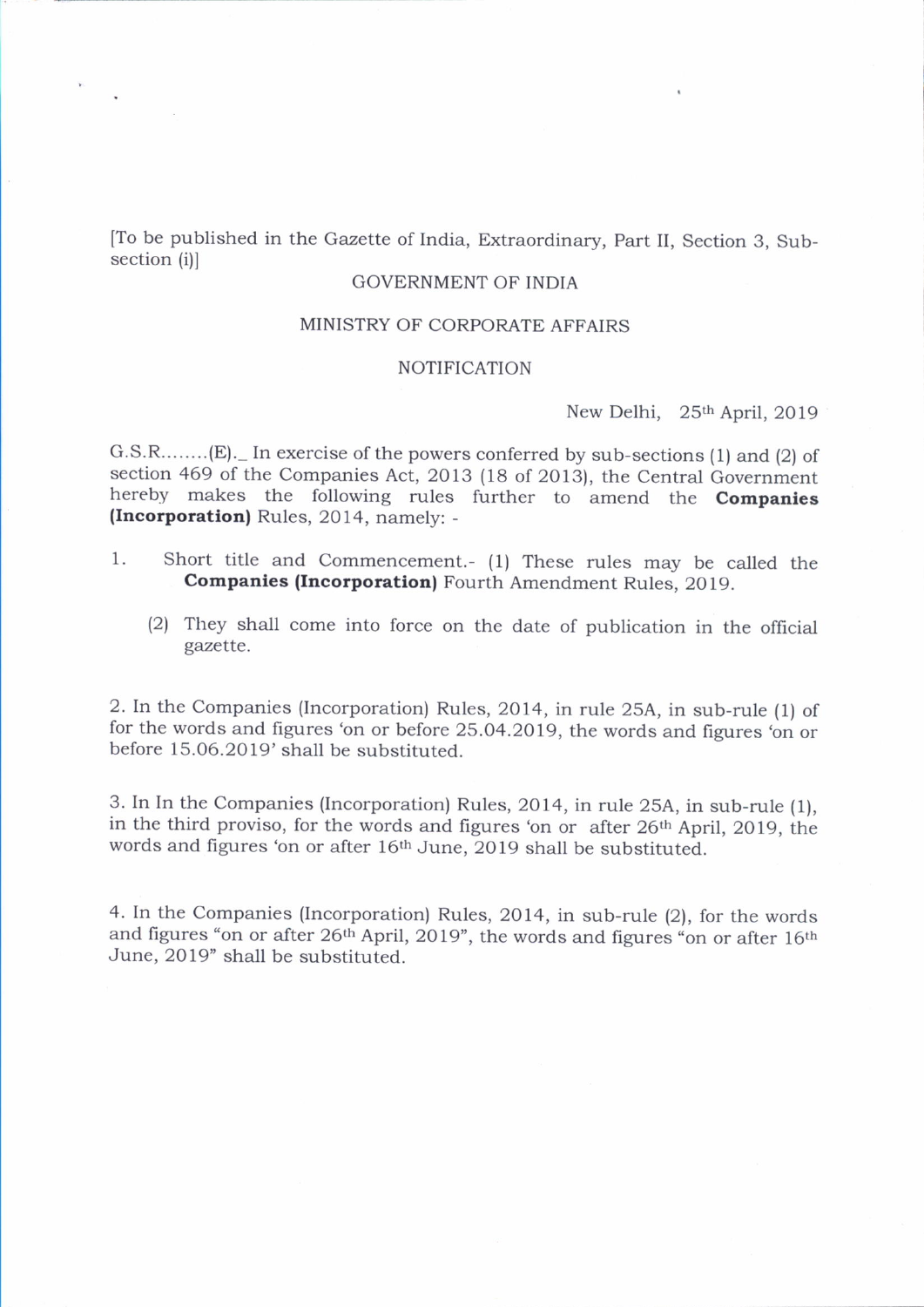[To be published in the Gazette of India, Extraordinary, Part II, Section 3, Sub-section (i)]

GOVERNMENT OF INDIA

MINISTRY OF CORPORATE AFFAIRS

NOTIFICATION

New Delhi, 25th April, 2019

G.S.R........(E)._ In exercise of the powers conferred by sub-sections (1) and (2) of section 469 of the Companies Act, 2013 (18 of 2013), the Central Government hereby makes the following rules further to amend the **Companies (Incorporation)** Rules, 2014, namely: -

1. Short title and Commencement.- (1) These rules may be called the **Companies (Incorporation)** Fourth Amendment Rules, 2019.

   (2) They shall come into force on the date of publication in the official gazette.

2. In the Companies (Incorporation) Rules, 2014, in rule 25A, in sub-rule (1) of for the words and figures 'on or before 25.04.2019, the words and figures 'on or before 15.06.2019' shall be substituted.

3. In In the Companies (Incorporation) Rules, 2014, in rule 25A, in sub-rule (1), in the third proviso, for the words and figures 'on or after 26th April, 2019, the words and figures 'on or after 16th June, 2019 shall be substituted.

4. In the Companies (Incorporation) Rules, 2014, in sub-rule (2), for the words and figures "on or after 26th April, 2019", the words and figures "on or after 16th June, 2019" shall be substituted.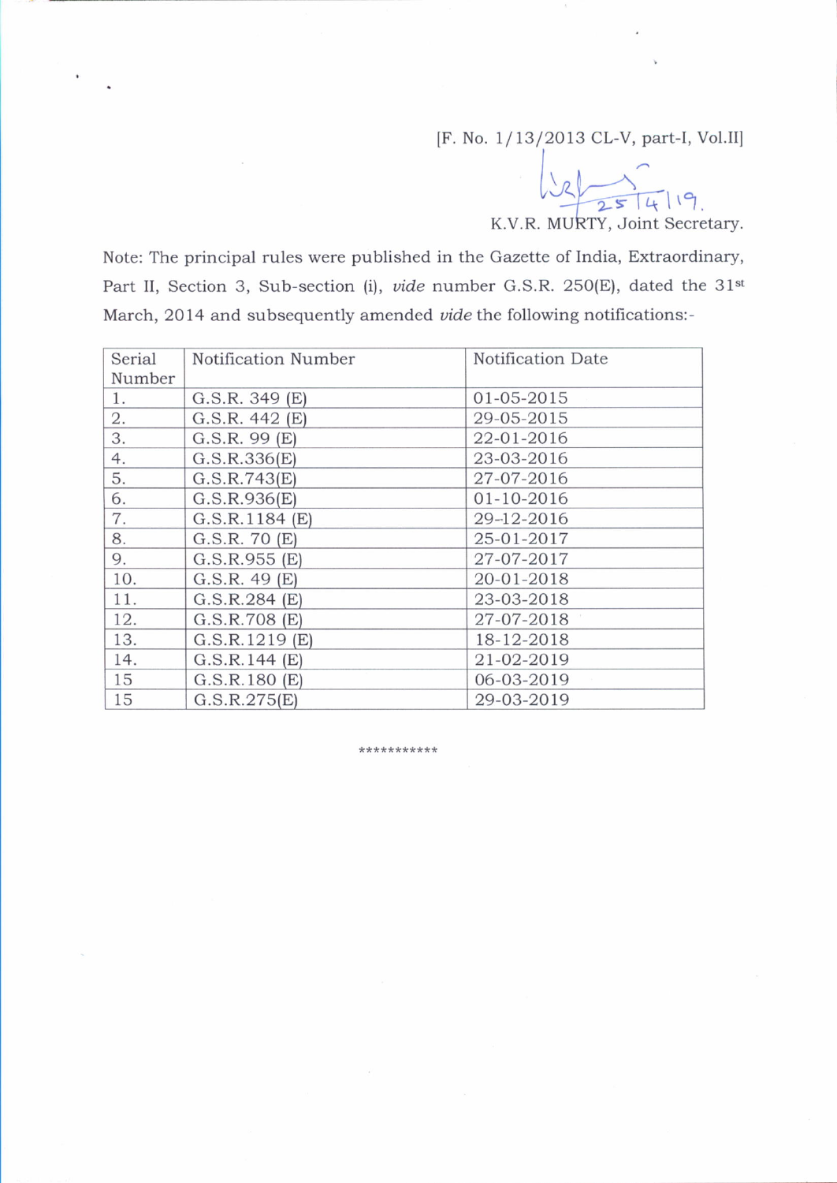[F. No. 1/13/2013 CL-V, part-I, Vol.II]

25/4/19.

K.V.R. MURTY, Joint Secretary.

Note: The principal rules were published in the Gazette of India, Extraordinary, Part II, Section 3, Sub-section (i), *vide* number G.S.R. 250(E), dated the 31st March, 2014 and subsequently amended *vide* the following notifications:-

| Serial Number | Notification Number | Notification Date |
|---|---|---|
| 1. | G.S.R. 349 (E) | 01-05-2015 |
| 2. | G.S.R. 442 (E) | 29-05-2015 |
| 3. | G.S.R. 99 (E) | 22-01-2016 |
| 4. | G.S.R.336(E) | 23-03-2016 |
| 5. | G.S.R.743(E) | 27-07-2016 |
| 6. | G.S.R.936(E) | 01-10-2016 |
| 7. | G.S.R.1184 (E) | 29-12-2016 |
| 8. | G.S.R. 70 (E) | 25-01-2017 |
| 9. | G.S.R.955 (E) | 27-07-2017 |
| 10. | G.S.R. 49 (E) | 20-01-2018 |
| 11. | G.S.R.284 (E) | 23-03-2018 |
| 12. | G.S.R.708 (E) | 27-07-2018 |
| 13. | G.S.R.1219 (E) | 18-12-2018 |
| 14. | G.S.R.144 (E) | 21-02-2019 |
| 15 | G.S.R.180 (E) | 06-03-2019 |
| 15 | G.S.R.275(E) | 29-03-2019 |

***********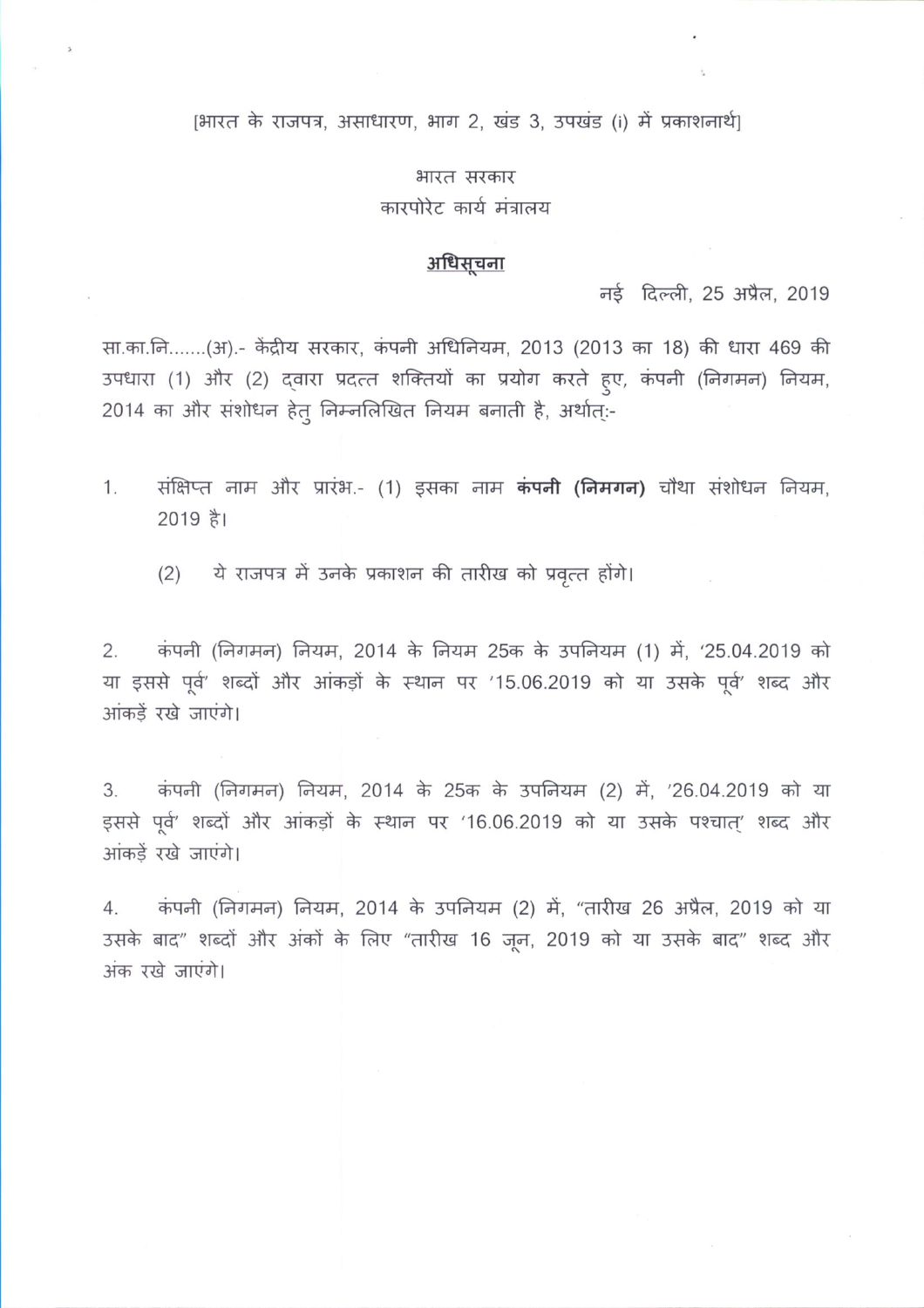[भारत के राजपत्र, असाधारण, भाग 2, खंड 3, उपखंड (i) में प्रकाशनार्थ]

भारत सरकार

कारपोरेट कार्य मंत्रालय

**अधिसूचना**

नई दिल्ली, 25 अप्रैल, 2019

सा.का.नि.......(अ).- केंद्रीय सरकार, कंपनी अधिनियम, 2013 (2013 का 18) की धारा 469 की उपधारा (1) और (2) द्वारा प्रदत्त शक्तियों का प्रयोग करते हुए, कंपनी (निगमन) नियम, 2014 का और संशोधन हेतु निम्नलिखित नियम बनाती है, अर्थात्:-

1. संक्षिप्त नाम और प्रारंभ.- (1) इसका नाम **कंपनी (निमगन)** चौथा संशोधन नियम, 2019 है।

   (2) ये राजपत्र में उनके प्रकाशन की तारीख को प्रवृत्त होंगे।

2. कंपनी (निगमन) नियम, 2014 के नियम 25क के उपनियम (1) में, '25.04.2019 को या इससे पूर्व' शब्दों और आंकड़ों के स्थान पर '15.06.2019 को या उसके पूर्व' शब्द और आंकड़ें रखे जाएंगे।

3. कंपनी (निगमन) नियम, 2014 के 25क के उपनियम (2) में, '26.04.2019 को या इससे पूर्व' शब्दों और आंकड़ों के स्थान पर '16.06.2019 को या उसके पश्चात्' शब्द और आंकड़ें रखे जाएंगे।

4. कंपनी (निगमन) नियम, 2014 के उपनियम (2) में, "तारीख 26 अप्रैल, 2019 को या उसके बाद" शब्दों और अंकों के लिए "तारीख 16 जून, 2019 को या उसके बाद" शब्द और अंक रखे जाएंगे।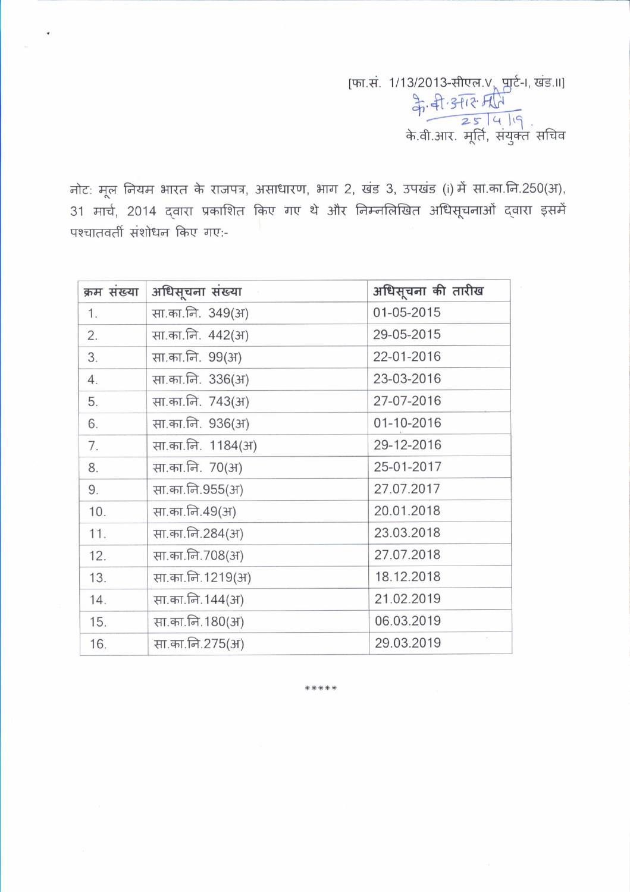[फा.सं. 1/13/2013-सीएल.V, पार्ट-I, खंड.II]

के.वी.आर. मूर्ति
25/4/19

के.वी.आर. मूर्ति, संयुक्त सचिव

नोट: मूल नियम भारत के राजपत्र, असाधारण, भाग 2, खंड 3, उपखंड (i) में सा.का.नि.250(अ), 31 मार्च, 2014 द्वारा प्रकाशित किए गए थे और निम्नलिखित अधिसूचनाओं द्वारा इसमें पश्चातवर्ती संशोधन किए गए:-

| क्रम संख्या | अधिसूचना संख्या | अधिसूचना की तारीख |
|---|---|---|
| 1. | सा.का.नि. 349(अ) | 01-05-2015 |
| 2. | सा.का.नि. 442(अ) | 29-05-2015 |
| 3. | सा.का.नि. 99(अ) | 22-01-2016 |
| 4. | सा.का.नि. 336(अ) | 23-03-2016 |
| 5. | सा.का.नि. 743(अ) | 27-07-2016 |
| 6. | सा.का.नि. 936(अ) | 01-10-2016 |
| 7. | सा.का.नि. 1184(अ) | 29-12-2016 |
| 8. | सा.का.नि. 70(अ) | 25-01-2017 |
| 9. | सा.का.नि.955(अ) | 27.07.2017 |
| 10. | सा.का.नि.49(अ) | 20.01.2018 |
| 11. | सा.का.नि.284(अ) | 23.03.2018 |
| 12. | सा.का.नि.708(अ) | 27.07.2018 |
| 13. | सा.का.नि.1219(अ) | 18.12.2018 |
| 14. | सा.का.नि.144(अ) | 21.02.2019 |
| 15. | सा.का.नि.180(अ) | 06.03.2019 |
| 16. | सा.का.नि.275(अ) | 29.03.2019 |

*****